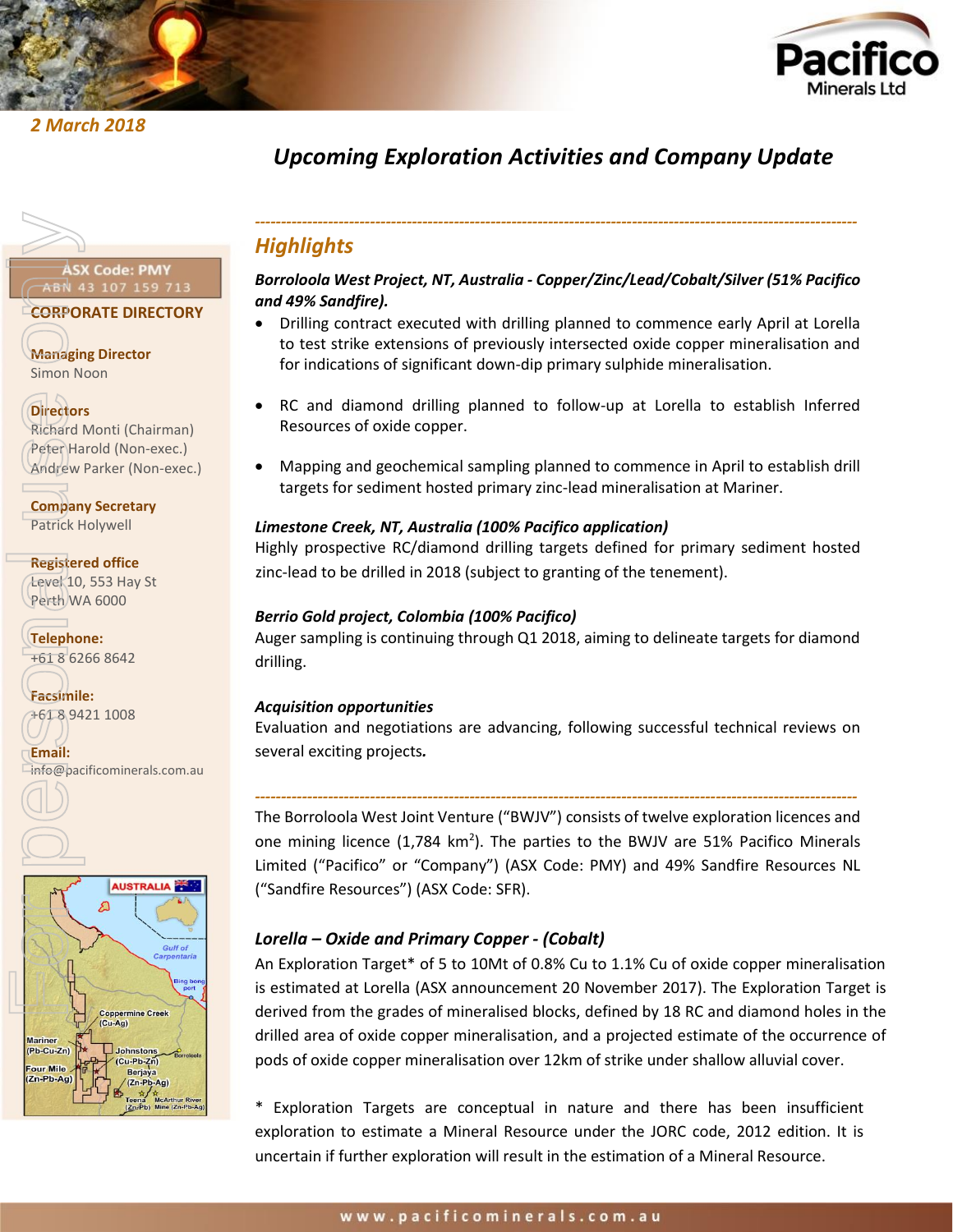2 March 2018

# Upcoming Exploration Activities and Company Update

ASX Code: PMY
ABN 43 107 159 713

**CORPORATE DIRECTORY**

**Managing Director**
Simon Noon

**Directors**
Richard Monti (Chairman)
Peter Harold (Non-exec.)
Andrew Parker (Non-exec.)

**Company Secretary**
Patrick Holywell

**Registered office**
Level 10, 553 Hay St
Perth WA 6000

**Telephone:**
+61 8 6266 8642

**Facsimile:**
+61 8 9421 1008

**Email:**
info@pacificominerals.com.au

## Highlights

***Borroloola West Project, NT, Australia - Copper/Zinc/Lead/Cobalt/Silver (51% Pacifico and 49% Sandfire).***

- Drilling contract executed with drilling planned to commence early April at Lorella to test strike extensions of previously intersected oxide copper mineralisation and for indications of significant down-dip primary sulphide mineralisation.
- RC and diamond drilling planned to follow-up at Lorella to establish Inferred Resources of oxide copper.
- Mapping and geochemical sampling planned to commence in April to establish drill targets for sediment hosted primary zinc-lead mineralisation at Mariner.

***Limestone Creek, NT, Australia (100% Pacifico application)***

Highly prospective RC/diamond drilling targets defined for primary sediment hosted zinc-lead to be drilled in 2018 (subject to granting of the tenement).

***Berrio Gold project, Colombia (100% Pacifico)***

Auger sampling is continuing through Q1 2018, aiming to delineate targets for diamond drilling.

***Acquisition opportunities***

Evaluation and negotiations are advancing, following successful technical reviews on several exciting projects.

The Borroloola West Joint Venture ("BWJV") consists of twelve exploration licences and one mining licence (1,784 km$^2$). The parties to the BWJV are 51% Pacifico Minerals Limited ("Pacifico" or "Company") (ASX Code: PMY) and 49% Sandfire Resources NL ("Sandfire Resources") (ASX Code: SFR).

### *Lorella – Oxide and Primary Copper - (Cobalt)*

An Exploration Target* of 5 to 10Mt of 0.8% Cu to 1.1% Cu of oxide copper mineralisation is estimated at Lorella (ASX announcement 20 November 2017). The Exploration Target is derived from the grades of mineralised blocks, defined by 18 RC and diamond holes in the drilled area of oxide copper mineralisation, and a projected estimate of the occurrence of pods of oxide copper mineralisation over 12km of strike under shallow alluvial cover.

\* Exploration Targets are conceptual in nature and there has been insufficient exploration to estimate a Mineral Resource under the JORC code, 2012 edition. It is uncertain if further exploration will result in the estimation of a Mineral Resource.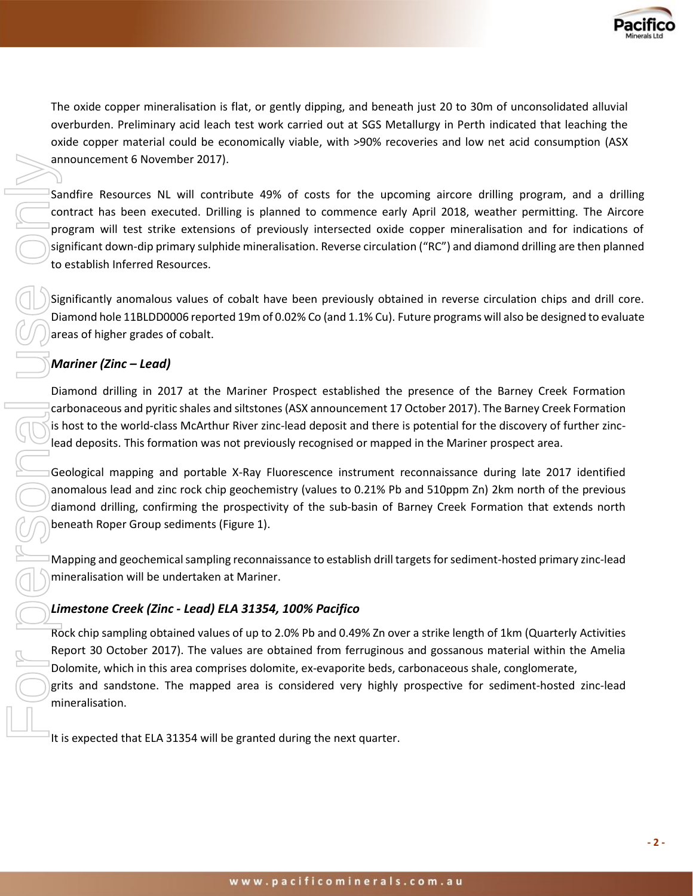The oxide copper mineralisation is flat, or gently dipping, and beneath just 20 to 30m of unconsolidated alluvial overburden. Preliminary acid leach test work carried out at SGS Metallurgy in Perth indicated that leaching the oxide copper material could be economically viable, with >90% recoveries and low net acid consumption (ASX announcement 6 November 2017).

Sandfire Resources NL will contribute 49% of costs for the upcoming aircore drilling program, and a drilling contract has been executed. Drilling is planned to commence early April 2018, weather permitting. The Aircore program will test strike extensions of previously intersected oxide copper mineralisation and for indications of significant down-dip primary sulphide mineralisation. Reverse circulation ("RC") and diamond drilling are then planned to establish Inferred Resources.

Significantly anomalous values of cobalt have been previously obtained in reverse circulation chips and drill core. Diamond hole 11BLDD0006 reported 19m of 0.02% Co (and 1.1% Cu). Future programs will also be designed to evaluate areas of higher grades of cobalt.

### *Mariner (Zinc – Lead)*

Diamond drilling in 2017 at the Mariner Prospect established the presence of the Barney Creek Formation carbonaceous and pyritic shales and siltstones (ASX announcement 17 October 2017). The Barney Creek Formation is host to the world-class McArthur River zinc-lead deposit and there is potential for the discovery of further zinc-lead deposits. This formation was not previously recognised or mapped in the Mariner prospect area.

Geological mapping and portable X-Ray Fluorescence instrument reconnaissance during late 2017 identified anomalous lead and zinc rock chip geochemistry (values to 0.21% Pb and 510ppm Zn) 2km north of the previous diamond drilling, confirming the prospectivity of the sub-basin of Barney Creek Formation that extends north beneath Roper Group sediments (Figure 1).

Mapping and geochemical sampling reconnaissance to establish drill targets for sediment-hosted primary zinc-lead mineralisation will be undertaken at Mariner.

### *Limestone Creek (Zinc - Lead) ELA 31354, 100% Pacifico*

Rock chip sampling obtained values of up to 2.0% Pb and 0.49% Zn over a strike length of 1km (Quarterly Activities Report 30 October 2017). The values are obtained from ferruginous and gossanous material within the Amelia Dolomite, which in this area comprises dolomite, ex-evaporite beds, carbonaceous shale, conglomerate, grits and sandstone. The mapped area is considered very highly prospective for sediment-hosted zinc-lead mineralisation.

It is expected that ELA 31354 will be granted during the next quarter.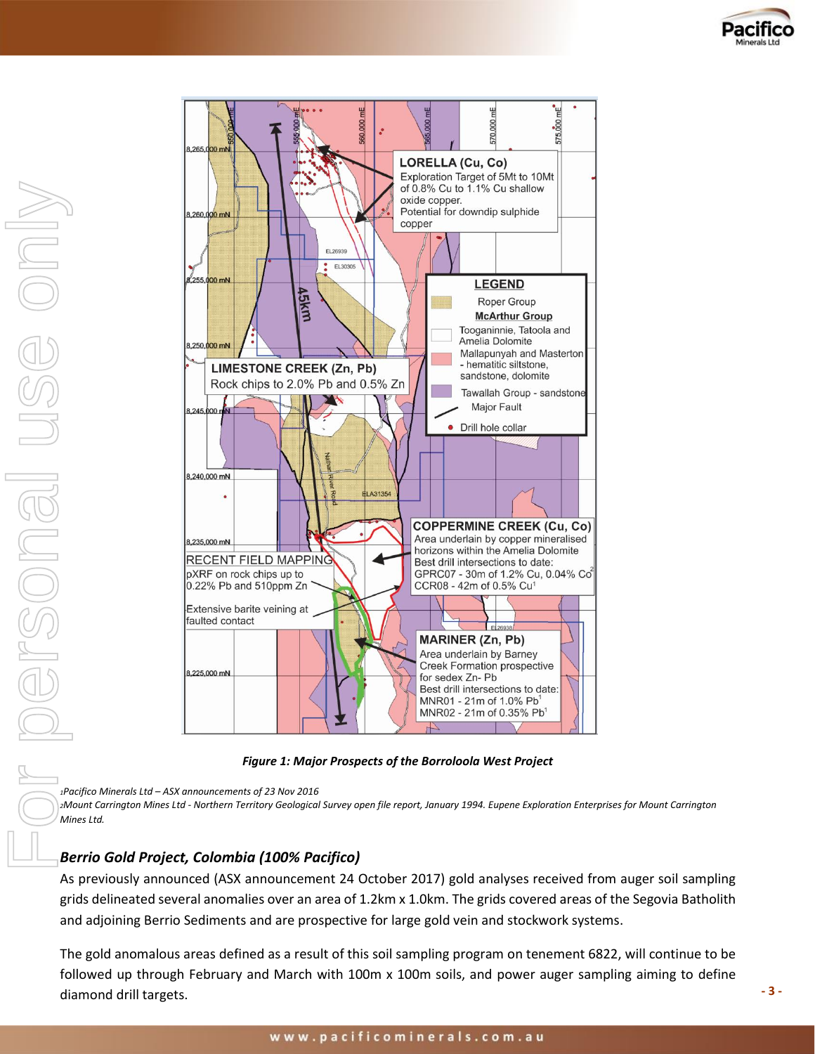*Figure 1: Major Prospects of the Borroloola West Project*

*[1]Pacifico Minerals Ltd – ASX announcements of 23 Nov 2016*

*[2]Mount Carrington Mines Ltd - Northern Territory Geological Survey open file report, January 1994. Eupene Exploration Enterprises for Mount Carrington Mines Ltd.*

## *Berrio Gold Project, Colombia (100% Pacifico)*

As previously announced (ASX announcement 24 October 2017) gold analyses received from auger soil sampling grids delineated several anomalies over an area of 1.2km x 1.0km. The grids covered areas of the Segovia Batholith and adjoining Berrio Sediments and are prospective for large gold vein and stockwork systems.

The gold anomalous areas defined as a result of this soil sampling program on tenement 6822, will continue to be followed up through February and March with 100m x 100m soils, and power auger sampling aiming to define diamond drill targets.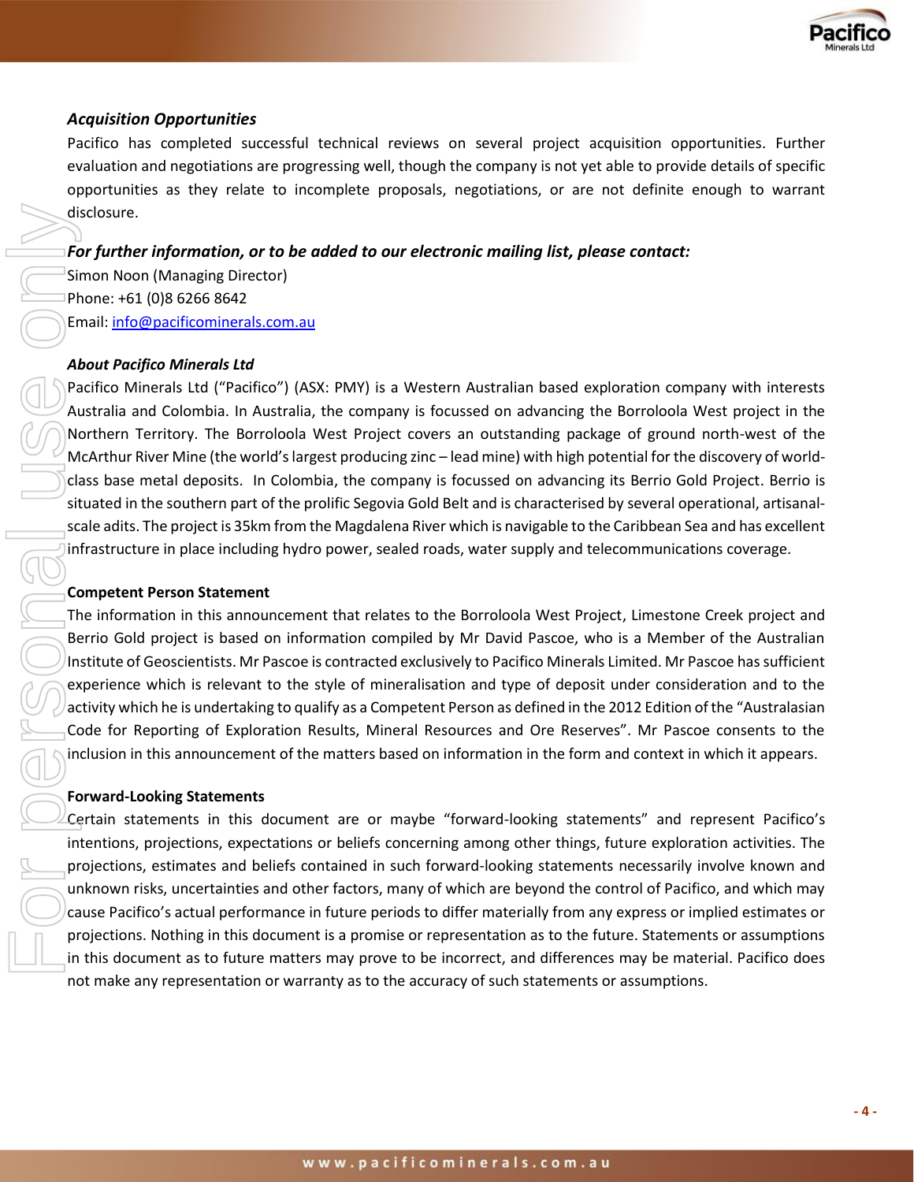### *Acquisition Opportunities*

Pacifico has completed successful technical reviews on several project acquisition opportunities. Further evaluation and negotiations are progressing well, though the company is not yet able to provide details of specific opportunities as they relate to incomplete proposals, negotiations, or are not definite enough to warrant disclosure.

### *For further information, or to be added to our electronic mailing list, please contact:*

Simon Noon (Managing Director)
Phone: +61 (0)8 6266 8642
Email: info@pacificominerals.com.au

### *About Pacifico Minerals Ltd*

Pacifico Minerals Ltd ("Pacifico") (ASX: PMY) is a Western Australian based exploration company with interests Australia and Colombia. In Australia, the company is focussed on advancing the Borroloola West project in the Northern Territory. The Borroloola West Project covers an outstanding package of ground north-west of the McArthur River Mine (the world's largest producing zinc – lead mine) with high potential for the discovery of world-class base metal deposits. In Colombia, the company is focussed on advancing its Berrio Gold Project. Berrio is situated in the southern part of the prolific Segovia Gold Belt and is characterised by several operational, artisanal-scale adits. The project is 35km from the Magdalena River which is navigable to the Caribbean Sea and has excellent infrastructure in place including hydro power, sealed roads, water supply and telecommunications coverage.

### Competent Person Statement

The information in this announcement that relates to the Borroloola West Project, Limestone Creek project and Berrio Gold project is based on information compiled by Mr David Pascoe, who is a Member of the Australian Institute of Geoscientists. Mr Pascoe is contracted exclusively to Pacifico Minerals Limited. Mr Pascoe has sufficient experience which is relevant to the style of mineralisation and type of deposit under consideration and to the activity which he is undertaking to qualify as a Competent Person as defined in the 2012 Edition of the "Australasian Code for Reporting of Exploration Results, Mineral Resources and Ore Reserves". Mr Pascoe consents to the inclusion in this announcement of the matters based on information in the form and context in which it appears.

### Forward-Looking Statements

Certain statements in this document are or maybe "forward-looking statements" and represent Pacifico's intentions, projections, expectations or beliefs concerning among other things, future exploration activities. The projections, estimates and beliefs contained in such forward-looking statements necessarily involve known and unknown risks, uncertainties and other factors, many of which are beyond the control of Pacifico, and which may cause Pacifico's actual performance in future periods to differ materially from any express or implied estimates or projections. Nothing in this document is a promise or representation as to the future. Statements or assumptions in this document as to future matters may prove to be incorrect, and differences may be material. Pacifico does not make any representation or warranty as to the accuracy of such statements or assumptions.